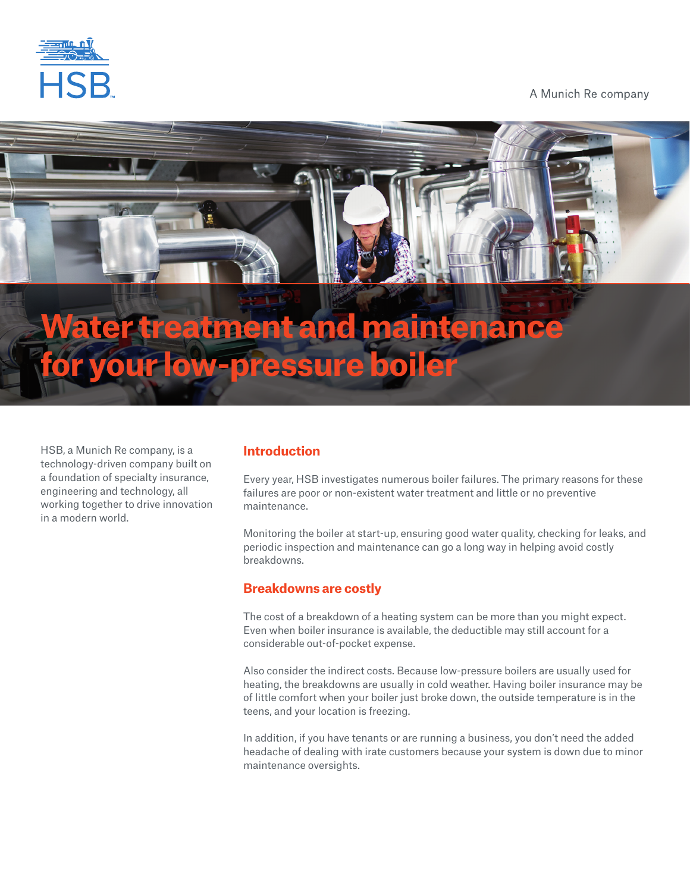HSB

A Munich Re company

# Water treatment and maintenance for your low-pressure boiler

HSB, a Munich Re company, is a technology-driven company built on a foundation of specialty insurance, engineering and technology, all working together to drive innovation in a modern world.

## Introduction

Every year, HSB investigates numerous boiler failures. The primary reasons for these failures are poor or non-existent water treatment and little or no preventive maintenance.

Monitoring the boiler at start-up, ensuring good water quality, checking for leaks, and periodic inspection and maintenance can go a long way in helping avoid costly breakdowns.

## Breakdowns are costly

The cost of a breakdown of a heating system can be more than you might expect. Even when boiler insurance is available, the deductible may still account for a considerable out-of-pocket expense.

Also consider the indirect costs. Because low-pressure boilers are usually used for heating, the breakdowns are usually in cold weather. Having boiler insurance may be of little comfort when your boiler just broke down, the outside temperature is in the teens, and your location is freezing.

In addition, if you have tenants or are running a business, you don't need the added headache of dealing with irate customers because your system is down due to minor maintenance oversights.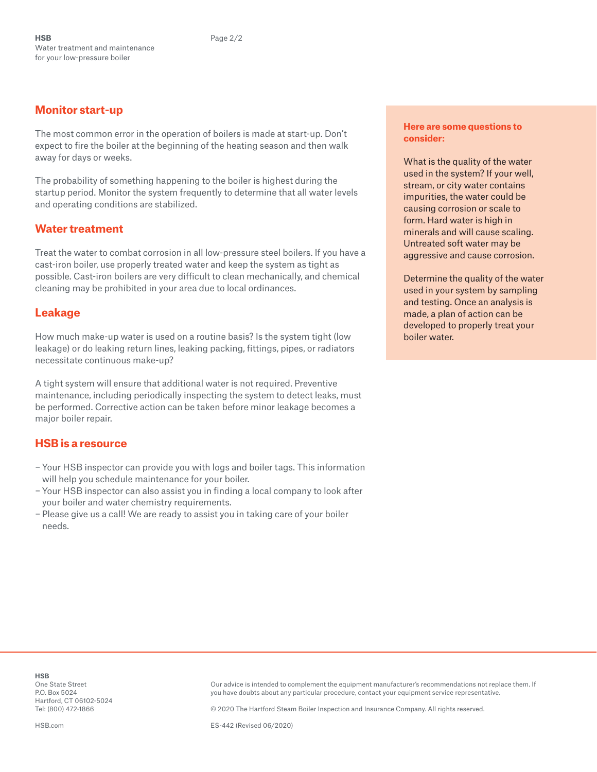## Monitor start-up

The most common error in the operation of boilers is made at start-up. Don't expect to fire the boiler at the beginning of the heating season and then walk away for days or weeks.

The probability of something happening to the boiler is highest during the startup period. Monitor the system frequently to determine that all water levels and operating conditions are stabilized.

## Water treatment

Treat the water to combat corrosion in all low-pressure steel boilers. If you have a cast-iron boiler, use properly treated water and keep the system as tight as possible. Cast-iron boilers are very difficult to clean mechanically, and chemical cleaning may be prohibited in your area due to local ordinances.

## Leakage

How much make-up water is used on a routine basis? Is the system tight (low leakage) or do leaking return lines, leaking packing, fittings, pipes, or radiators necessitate continuous make-up?

A tight system will ensure that additional water is not required. Preventive maintenance, including periodically inspecting the system to detect leaks, must be performed. Corrective action can be taken before minor leakage becomes a major boiler repair.

## HSB is a resource

- Your HSB inspector can provide you with logs and boiler tags. This information will help you schedule maintenance for your boiler.
- Your HSB inspector can also assist you in finding a local company to look after your boiler and water chemistry requirements.
- Please give us a call! We are ready to assist you in taking care of your boiler needs.

**Here are some questions to consider:**

What is the quality of the water used in the system? If your well, stream, or city water contains impurities, the water could be causing corrosion or scale to form. Hard water is high in minerals and will cause scaling. Untreated soft water may be aggressive and cause corrosion.

Determine the quality of the water used in your system by sampling and testing. Once an analysis is made, a plan of action can be developed to properly treat your boiler water.

**HSB**
One State Street
P.O. Box 5024
Hartford, CT 06102-5024
Tel: (800) 472-1866

HSB.com

Our advice is intended to complement the equipment manufacturer's recommendations not replace them. If you have doubts about any particular procedure, contact your equipment service representative.

© 2020 The Hartford Steam Boiler Inspection and Insurance Company. All rights reserved.

ES-442 (Revised 06/2020)